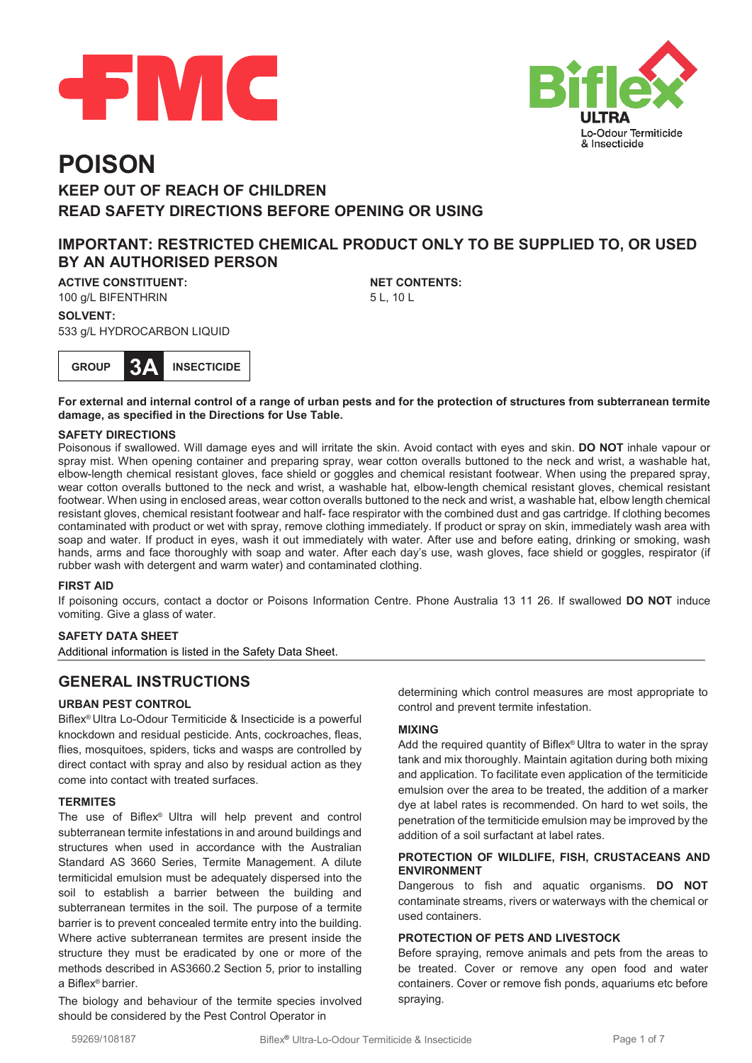FMC

Biflex® ULTRA Lo-Odour Termiticide & Insecticide

# POISON

## KEEP OUT OF REACH OF CHILDREN
## READ SAFETY DIRECTIONS BEFORE OPENING OR USING

## IMPORTANT: RESTRICTED CHEMICAL PRODUCT ONLY TO BE SUPPLIED TO, OR USED BY AN AUTHORISED PERSON

**ACTIVE CONSTITUENT:**
100 g/L BIFENTHRIN

**SOLVENT:**
533 g/L HYDROCARBON LIQUID

**NET CONTENTS:**
5 L, 10 L

| GROUP | 3A | INSECTICIDE |
|---|---|---|

**For external and internal control of a range of urban pests and for the protection of structures from subterranean termite damage, as specified in the Directions for Use Table.**

### SAFETY DIRECTIONS

Poisonous if swallowed. Will damage eyes and will irritate the skin. Avoid contact with eyes and skin. **DO NOT** inhale vapour or spray mist. When opening container and preparing spray, wear cotton overalls buttoned to the neck and wrist, a washable hat, elbow-length chemical resistant gloves, face shield or goggles and chemical resistant footwear. When using the prepared spray, wear cotton overalls buttoned to the neck and wrist, a washable hat, elbow-length chemical resistant gloves, chemical resistant footwear. When using in enclosed areas, wear cotton overalls buttoned to the neck and wrist, a washable hat, elbow length chemical resistant gloves, chemical resistant footwear and half- face respirator with the combined dust and gas cartridge. If clothing becomes contaminated with product or wet with spray, remove clothing immediately. If product or spray on skin, immediately wash area with soap and water. If product in eyes, wash it out immediately with water. After use and before eating, drinking or smoking, wash hands, arms and face thoroughly with soap and water. After each day's use, wash gloves, face shield or goggles, respirator (if rubber wash with detergent and warm water) and contaminated clothing.

### FIRST AID

If poisoning occurs, contact a doctor or Poisons Information Centre. Phone Australia 13 11 26. If swallowed **DO NOT** induce vomiting. Give a glass of water.

### SAFETY DATA SHEET

Additional information is listed in the Safety Data Sheet.

## GENERAL INSTRUCTIONS

### URBAN PEST CONTROL

Biflex® Ultra Lo-Odour Termiticide & Insecticide is a powerful knockdown and residual pesticide. Ants, cockroaches, fleas, flies, mosquitoes, spiders, ticks and wasps are controlled by direct contact with spray and also by residual action as they come into contact with treated surfaces.

### TERMITES

The use of Biflex® Ultra will help prevent and control subterranean termite infestations in and around buildings and structures when used in accordance with the Australian Standard AS 3660 Series, Termite Management. A dilute termiticidal emulsion must be adequately dispersed into the soil to establish a barrier between the building and subterranean termites in the soil. The purpose of a termite barrier is to prevent concealed termite entry into the building. Where active subterranean termites are present inside the structure they must be eradicated by one or more of the methods described in AS3660.2 Section 5, prior to installing a Biflex® barrier.

The biology and behaviour of the termite species involved should be considered by the Pest Control Operator in determining which control measures are most appropriate to control and prevent termite infestation.

### MIXING

Add the required quantity of Biflex® Ultra to water in the spray tank and mix thoroughly. Maintain agitation during both mixing and application. To facilitate even application of the termiticide emulsion over the area to be treated, the addition of a marker dye at label rates is recommended. On hard to wet soils, the penetration of the termiticide emulsion may be improved by the addition of a soil surfactant at label rates.

### PROTECTION OF WILDLIFE, FISH, CRUSTACEANS AND ENVIRONMENT

Dangerous to fish and aquatic organisms. **DO NOT** contaminate streams, rivers or waterways with the chemical or used containers.

### PROTECTION OF PETS AND LIVESTOCK

Before spraying, remove animals and pets from the areas to be treated. Cover or remove any open food and water containers. Cover or remove fish ponds, aquariums etc before spraying.

59269/108187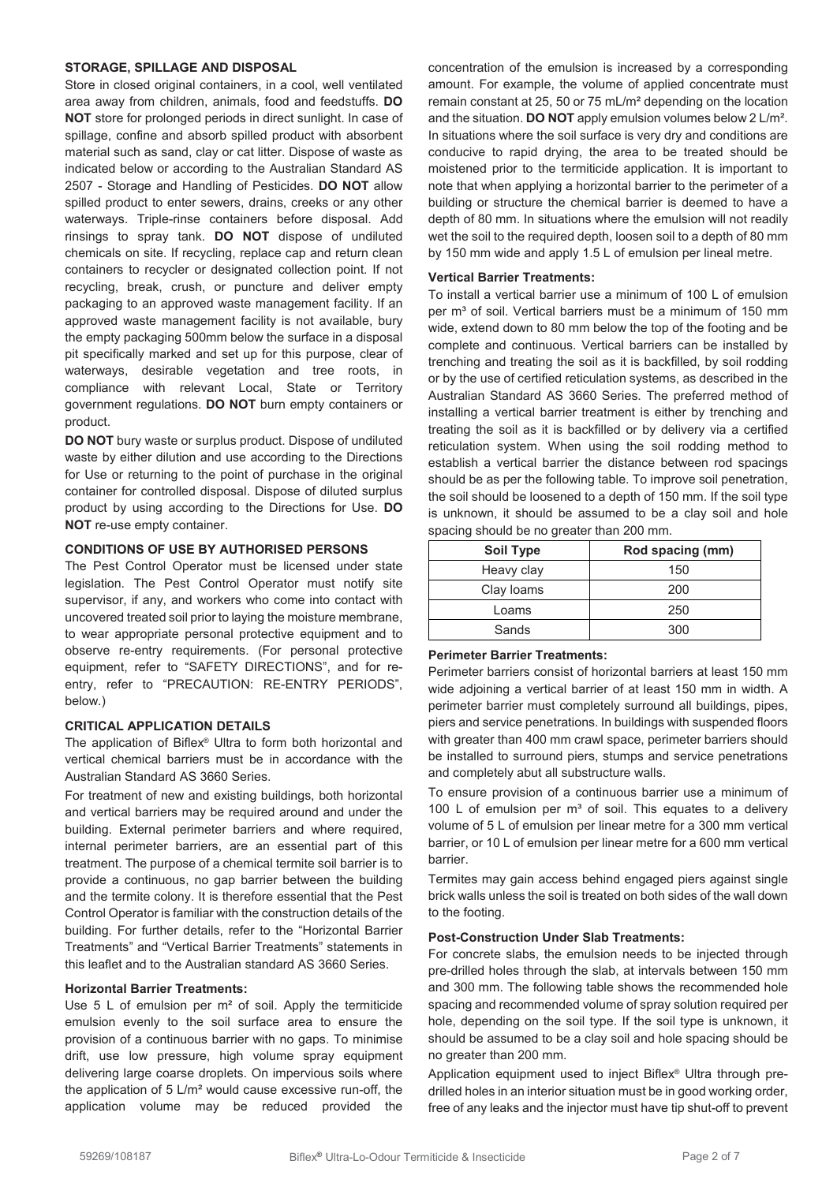### STORAGE, SPILLAGE AND DISPOSAL

Store in closed original containers, in a cool, well ventilated area away from children, animals, food and feedstuffs. **DO NOT** store for prolonged periods in direct sunlight. In case of spillage, confine and absorb spilled product with absorbent material such as sand, clay or cat litter. Dispose of waste as indicated below or according to the Australian Standard AS 2507 - Storage and Handling of Pesticides. **DO NOT** allow spilled product to enter sewers, drains, creeks or any other waterways. Triple-rinse containers before disposal. Add rinsings to spray tank. **DO NOT** dispose of undiluted chemicals on site. If recycling, replace cap and return clean containers to recycler or designated collection point. If not recycling, break, crush, or puncture and deliver empty packaging to an approved waste management facility. If an approved waste management facility is not available, bury the empty packaging 500mm below the surface in a disposal pit specifically marked and set up for this purpose, clear of waterways, desirable vegetation and tree roots, in compliance with relevant Local, State or Territory government regulations. **DO NOT** burn empty containers or product.

**DO NOT** bury waste or surplus product. Dispose of undiluted waste by either dilution and use according to the Directions for Use or returning to the point of purchase in the original container for controlled disposal. Dispose of diluted surplus product by using according to the Directions for Use. **DO NOT** re-use empty container.

### CONDITIONS OF USE BY AUTHORISED PERSONS

The Pest Control Operator must be licensed under state legislation. The Pest Control Operator must notify site supervisor, if any, and workers who come into contact with uncovered treated soil prior to laying the moisture membrane, to wear appropriate personal protective equipment and to observe re-entry requirements. (For personal protective equipment, refer to "SAFETY DIRECTIONS", and for re-entry, refer to "PRECAUTION: RE-ENTRY PERIODS", below.)

### CRITICAL APPLICATION DETAILS

The application of Biflex® Ultra to form both horizontal and vertical chemical barriers must be in accordance with the Australian Standard AS 3660 Series.

For treatment of new and existing buildings, both horizontal and vertical barriers may be required around and under the building. External perimeter barriers and where required, internal perimeter barriers, are an essential part of this treatment. The purpose of a chemical termite soil barrier is to provide a continuous, no gap barrier between the building and the termite colony. It is therefore essential that the Pest Control Operator is familiar with the construction details of the building. For further details, refer to the "Horizontal Barrier Treatments" and "Vertical Barrier Treatments" statements in this leaflet and to the Australian standard AS 3660 Series.

#### Horizontal Barrier Treatments:

Use 5 L of emulsion per m² of soil. Apply the termiticide emulsion evenly to the soil surface area to ensure the provision of a continuous barrier with no gaps. To minimise drift, use low pressure, high volume spray equipment delivering large coarse droplets. On impervious soils where the application of 5 L/m² would cause excessive run-off, the application volume may be reduced provided the concentration of the emulsion is increased by a corresponding amount. For example, the volume of applied concentrate must remain constant at 25, 50 or 75 mL/m² depending on the location and the situation. **DO NOT** apply emulsion volumes below 2 L/m². In situations where the soil surface is very dry and conditions are conducive to rapid drying, the area to be treated should be moistened prior to the termiticide application. It is important to note that when applying a horizontal barrier to the perimeter of a building or structure the chemical barrier is deemed to have a depth of 80 mm. In situations where the emulsion will not readily wet the soil to the required depth, loosen soil to a depth of 80 mm by 150 mm wide and apply 1.5 L of emulsion per lineal metre.

#### Vertical Barrier Treatments:

To install a vertical barrier use a minimum of 100 L of emulsion per m³ of soil. Vertical barriers must be a minimum of 150 mm wide, extend down to 80 mm below the top of the footing and be complete and continuous. Vertical barriers can be installed by trenching and treating the soil as it is backfilled, by soil rodding or by the use of certified reticulation systems, as described in the Australian Standard AS 3660 Series. The preferred method of installing a vertical barrier treatment is either by trenching and treating the soil as it is backfilled or by delivery via a certified reticulation system. When using the soil rodding method to establish a vertical barrier the distance between rod spacings should be as per the following table. To improve soil penetration, the soil should be loosened to a depth of 150 mm. If the soil type is unknown, it should be assumed to be a clay soil and hole spacing should be no greater than 200 mm.

| Soil Type | Rod spacing (mm) |
|---|---|
| Heavy clay | 150 |
| Clay loams | 200 |
| Loams | 250 |
| Sands | 300 |

#### Perimeter Barrier Treatments:

Perimeter barriers consist of horizontal barriers at least 150 mm wide adjoining a vertical barrier of at least 150 mm in width. A perimeter barrier must completely surround all buildings, pipes, piers and service penetrations. In buildings with suspended floors with greater than 400 mm crawl space, perimeter barriers should be installed to surround piers, stumps and service penetrations and completely abut all substructure walls.

To ensure provision of a continuous barrier use a minimum of 100 L of emulsion per m³ of soil. This equates to a delivery volume of 5 L of emulsion per linear metre for a 300 mm vertical barrier, or 10 L of emulsion per linear metre for a 600 mm vertical barrier.

Termites may gain access behind engaged piers against single brick walls unless the soil is treated on both sides of the wall down to the footing.

#### Post-Construction Under Slab Treatments:

For concrete slabs, the emulsion needs to be injected through pre-drilled holes through the slab, at intervals between 150 mm and 300 mm. The following table shows the recommended hole spacing and recommended volume of spray solution required per hole, depending on the soil type. If the soil type is unknown, it should be assumed to be a clay soil and hole spacing should be no greater than 200 mm.

Application equipment used to inject Biflex® Ultra through pre-drilled holes in an interior situation must be in good working order, free of any leaks and the injector must have tip shut-off to prevent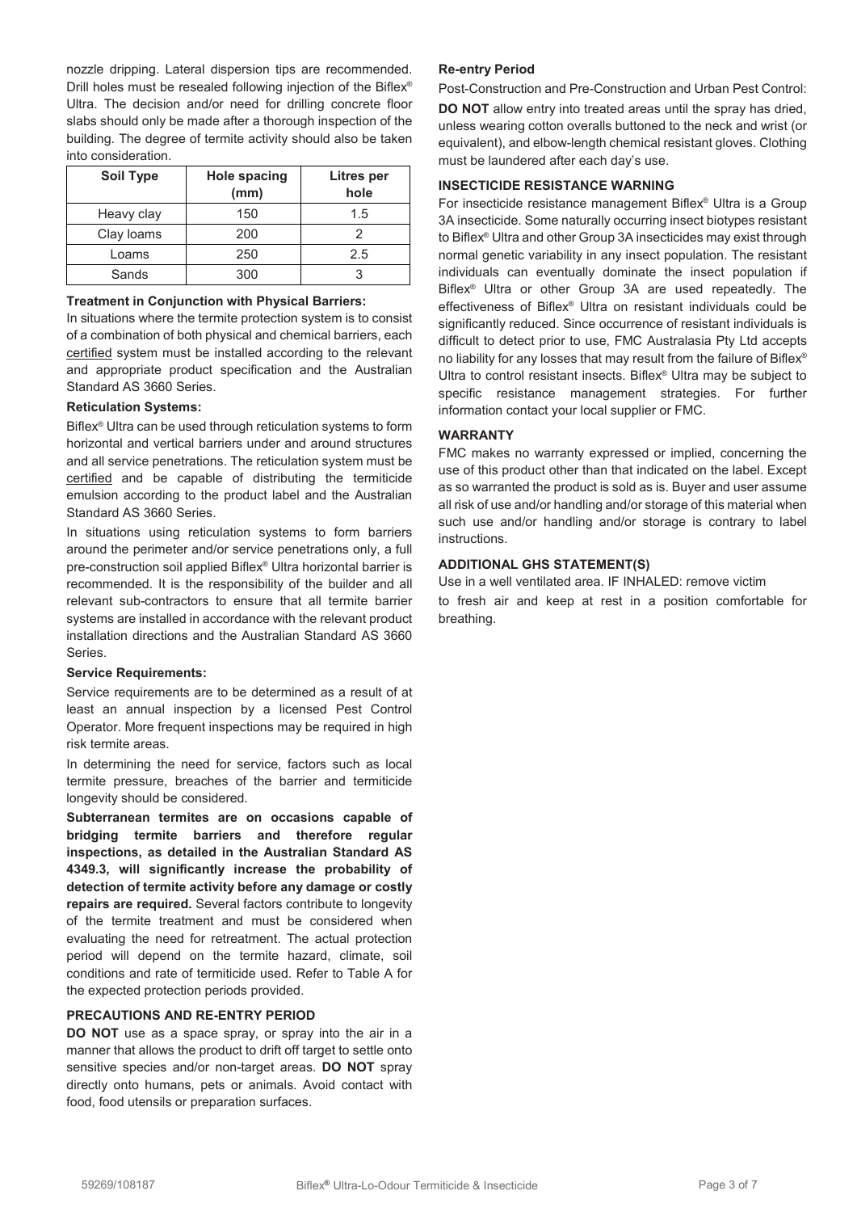nozzle dripping. Lateral dispersion tips are recommended. Drill holes must be resealed following injection of the Biflex® Ultra. The decision and/or need for drilling concrete floor slabs should only be made after a thorough inspection of the building. The degree of termite activity should also be taken into consideration.

| Soil Type | Hole spacing (mm) | Litres per hole |
|---|---|---|
| Heavy clay | 150 | 1.5 |
| Clay loams | 200 | 2 |
| Loams | 250 | 2.5 |
| Sands | 300 | 3 |

**Treatment in Conjunction with Physical Barriers:**

In situations where the termite protection system is to consist of a combination of both physical and chemical barriers, each certified system must be installed according to the relevant and appropriate product specification and the Australian Standard AS 3660 Series.

**Reticulation Systems:**

Biflex® Ultra can be used through reticulation systems to form horizontal and vertical barriers under and around structures and all service penetrations. The reticulation system must be certified and be capable of distributing the termiticide emulsion according to the product label and the Australian Standard AS 3660 Series.

In situations using reticulation systems to form barriers around the perimeter and/or service penetrations only, a full pre-construction soil applied Biflex® Ultra horizontal barrier is recommended. It is the responsibility of the builder and all relevant sub-contractors to ensure that all termite barrier systems are installed in accordance with the relevant product installation directions and the Australian Standard AS 3660 Series.

**Service Requirements:**

Service requirements are to be determined as a result of at least an annual inspection by a licensed Pest Control Operator. More frequent inspections may be required in high risk termite areas.

In determining the need for service, factors such as local termite pressure, breaches of the barrier and termiticide longevity should be considered.

**Subterranean termites are on occasions capable of bridging termite barriers and therefore regular inspections, as detailed in the Australian Standard AS 4349.3, will significantly increase the probability of detection of termite activity before any damage or costly repairs are required.** Several factors contribute to longevity of the termite treatment and must be considered when evaluating the need for retreatment. The actual protection period will depend on the termite hazard, climate, soil conditions and rate of termiticide used. Refer to Table A for the expected protection periods provided.

**PRECAUTIONS AND RE-ENTRY PERIOD**

**DO NOT** use as a space spray, or spray into the air in a manner that allows the product to drift off target to settle onto sensitive species and/or non-target areas. **DO NOT** spray directly onto humans, pets or animals. Avoid contact with food, food utensils or preparation surfaces.

**Re-entry Period**

Post-Construction and Pre-Construction and Urban Pest Control:

**DO NOT** allow entry into treated areas until the spray has dried, unless wearing cotton overalls buttoned to the neck and wrist (or equivalent), and elbow-length chemical resistant gloves. Clothing must be laundered after each day's use.

**INSECTICIDE RESISTANCE WARNING**

For insecticide resistance management Biflex® Ultra is a Group 3A insecticide. Some naturally occurring insect biotypes resistant to Biflex® Ultra and other Group 3A insecticides may exist through normal genetic variability in any insect population. The resistant individuals can eventually dominate the insect population if Biflex® Ultra or other Group 3A are used repeatedly. The effectiveness of Biflex® Ultra on resistant individuals could be significantly reduced. Since occurrence of resistant individuals is difficult to detect prior to use, FMC Australasia Pty Ltd accepts no liability for any losses that may result from the failure of Biflex® Ultra to control resistant insects. Biflex® Ultra may be subject to specific resistance management strategies. For further information contact your local supplier or FMC.

**WARRANTY**

FMC makes no warranty expressed or implied, concerning the use of this product other than that indicated on the label. Except as so warranted the product is sold as is. Buyer and user assume all risk of use and/or handling and/or storage of this material when such use and/or handling and/or storage is contrary to label instructions.

**ADDITIONAL GHS STATEMENT(S)**

Use in a well ventilated area. IF INHALED: remove victim to fresh air and keep at rest in a position comfortable for breathing.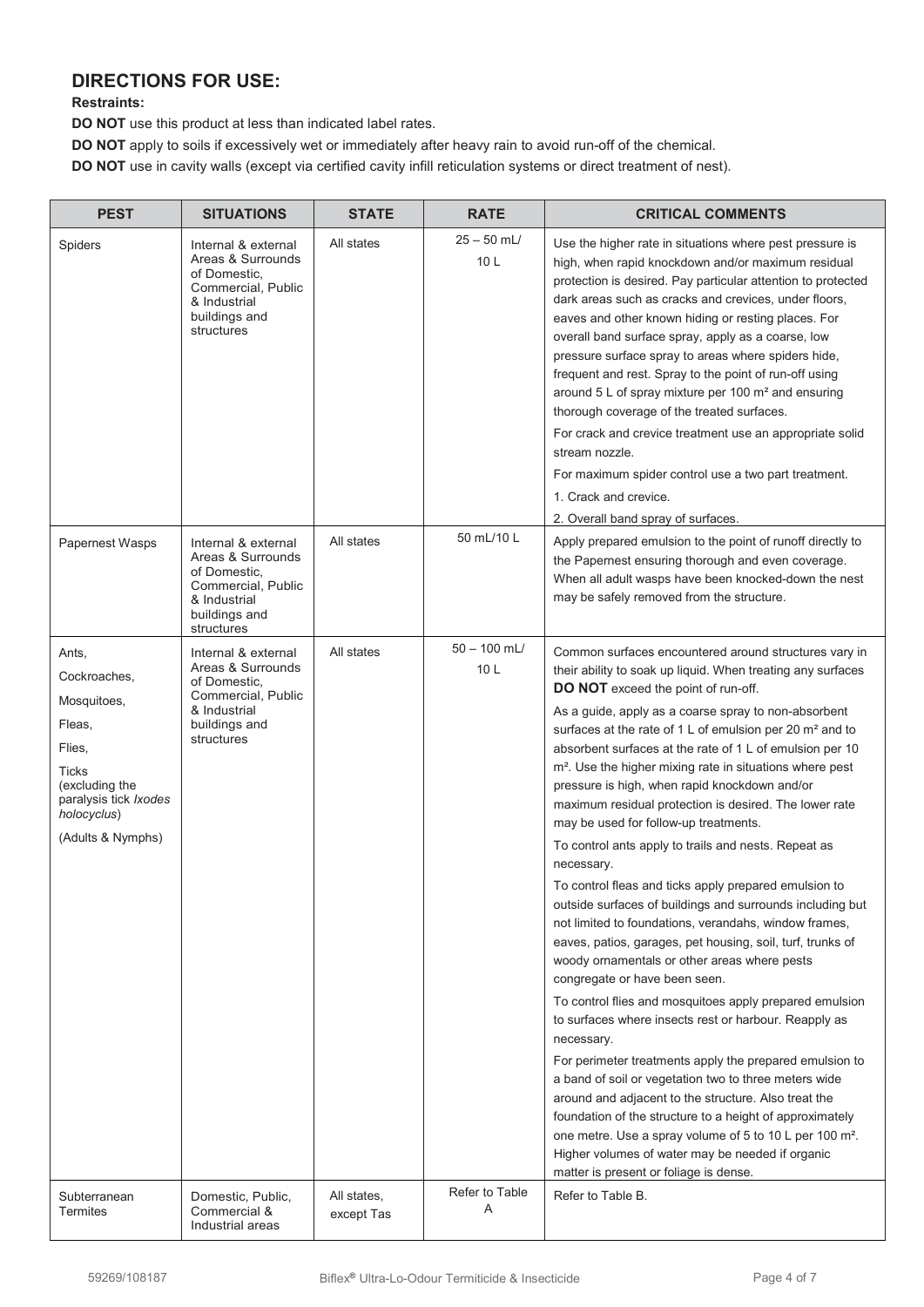## DIRECTIONS FOR USE:

**Restraints:**

**DO NOT** use this product at less than indicated label rates.

**DO NOT** apply to soils if excessively wet or immediately after heavy rain to avoid run-off of the chemical.

**DO NOT** use in cavity walls (except via certified cavity infill reticulation systems or direct treatment of nest).

| PEST | SITUATIONS | STATE | RATE | CRITICAL COMMENTS |
|---|---|---|---|---|
| Spiders | Internal & external Areas & Surrounds of Domestic, Commercial, Public & Industrial buildings and structures | All states | 25 – 50 mL/ 10 L | Use the higher rate in situations where pest pressure is high, when rapid knockdown and/or maximum residual protection is desired. Pay particular attention to protected dark areas such as cracks and crevices, under floors, eaves and other known hiding or resting places. For overall band surface spray, apply as a coarse, low pressure surface spray to areas where spiders hide, frequent and rest. Spray to the point of run-off using around 5 L of spray mixture per 100 m² and ensuring thorough coverage of the treated surfaces.<br>For crack and crevice treatment use an appropriate solid stream nozzle.<br>For maximum spider control use a two part treatment.<br>1. Crack and crevice.<br>2. Overall band spray of surfaces. |
| Papernest Wasps | Internal & external Areas & Surrounds of Domestic, Commercial, Public & Industrial buildings and structures | All states | 50 mL/10 L | Apply prepared emulsion to the point of runoff directly to the Papernest ensuring thorough and even coverage. When all adult wasps have been knocked-down the nest may be safely removed from the structure. |
| Ants,<br>Cockroaches,<br>Mosquitoes,<br>Fleas,<br>Flies,<br>Ticks (excluding the paralysis tick *Ixodes holocyclus*)<br>(Adults & Nymphs) | Internal & external Areas & Surrounds of Domestic, Commercial, Public & Industrial buildings and structures | All states | 50 – 100 mL/ 10 L | Common surfaces encountered around structures vary in their ability to soak up liquid. When treating any surfaces **DO NOT** exceed the point of run-off.<br>As a guide, apply as a coarse spray to non-absorbent surfaces at the rate of 1 L of emulsion per 20 m² and to absorbent surfaces at the rate of 1 L of emulsion per 10 m². Use the higher mixing rate in situations where pest pressure is high, when rapid knockdown and/or maximum residual protection is desired. The lower rate may be used for follow-up treatments.<br>To control ants apply to trails and nests. Repeat as necessary.<br>To control fleas and ticks apply prepared emulsion to outside surfaces of buildings and surrounds including but not limited to foundations, verandahs, window frames, eaves, patios, garages, pet housing, soil, turf, trunks of woody ornamentals or other areas where pests congregate or have been seen.<br>To control flies and mosquitoes apply prepared emulsion to surfaces where insects rest or harbour. Reapply as necessary.<br>For perimeter treatments apply the prepared emulsion to a band of soil or vegetation two to three meters wide around and adjacent to the structure. Also treat the foundation of the structure to a height of approximately one metre. Use a spray volume of 5 to 10 L per 100 m². Higher volumes of water may be needed if organic matter is present or foliage is dense. |
| Subterranean Termites | Domestic, Public, Commercial & Industrial areas | All states, except Tas | Refer to Table A | Refer to Table B. |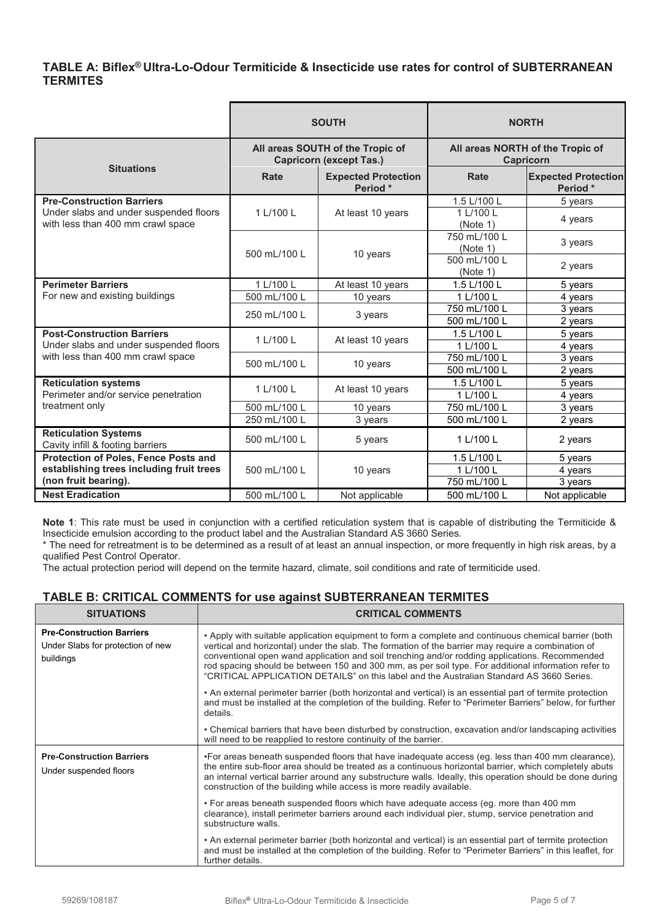## TABLE A: Biflex® Ultra-Lo-Odour Termiticide & Insecticide use rates for control of SUBTERRANEAN TERMITES

| Situations | SOUTH | | NORTH | |
|---|---|---|---|---|
| | All areas SOUTH of the Tropic of Capricorn (except Tas.) | | All areas NORTH of the Tropic of Capricorn | |
| | Rate | Expected Protection Period * | Rate | Expected Protection Period * |
| **Pre-Construction Barriers** Under slabs and under suspended floors with less than 400 mm crawl space | 1 L/100 L | At least 10 years | 1.5 L/100 L | 5 years |
| | | | 1 L/100 L (Note 1) | 4 years |
| | 500 mL/100 L | 10 years | 750 mL/100 L (Note 1) | 3 years |
| | | | 500 mL/100 L (Note 1) | 2 years |
| **Perimeter Barriers** For new and existing buildings | 1 L/100 L | At least 10 years | 1.5 L/100 L | 5 years |
| | 500 mL/100 L | 10 years | 1 L/100 L | 4 years |
| | 250 mL/100 L | 3 years | 750 mL/100 L | 3 years |
| | | | 500 mL/100 L | 2 years |
| **Post-Construction Barriers** Under slabs and under suspended floors with less than 400 mm crawl space | 1 L/100 L | At least 10 years | 1.5 L/100 L | 5 years |
| | | | 1 L/100 L | 4 years |
| | 500 mL/100 L | 10 years | 750 mL/100 L | 3 years |
| | | | 500 mL/100 L | 2 years |
| **Reticulation systems** Perimeter and/or service penetration treatment only | 1 L/100 L | At least 10 years | 1.5 L/100 L | 5 years |
| | | | 1 L/100 L | 4 years |
| | 500 mL/100 L | 10 years | 750 mL/100 L | 3 years |
| | 250 mL/100 L | 3 years | 500 mL/100 L | 2 years |
| **Reticulation Systems** Cavity infill & footing barriers | 500 mL/100 L | 5 years | 1 L/100 L | 2 years |
| **Protection of Poles, Fence Posts and establishing trees including fruit trees (non fruit bearing).** | 500 mL/100 L | 10 years | 1.5 L/100 L | 5 years |
| | | | 1 L/100 L | 4 years |
| | | | 750 mL/100 L | 3 years |
| **Nest Eradication** | 500 mL/100 L | Not applicable | 500 mL/100 L | Not applicable |

**Note 1**: This rate must be used in conjunction with a certified reticulation system that is capable of distributing the Termiticide & Insecticide emulsion according to the product label and the Australian Standard AS 3660 Series.

* The need for retreatment is to be determined as a result of at least an annual inspection, or more frequently in high risk areas, by a qualified Pest Control Operator.

The actual protection period will depend on the termite hazard, climate, soil conditions and rate of termiticide used.

## TABLE B: CRITICAL COMMENTS for use against SUBTERRANEAN TERMITES

| SITUATIONS | CRITICAL COMMENTS |
|---|---|
| **Pre-Construction Barriers** Under Slabs for protection of new buildings | • Apply with suitable application equipment to form a complete and continuous chemical barrier (both vertical and horizontal) under the slab. The formation of the barrier may require a combination of conventional open wand application and soil trenching and/or rodding applications. Recommended rod spacing should be between 150 and 300 mm, as per soil type. For additional information refer to "CRITICAL APPLICATION DETAILS" on this label and the Australian Standard AS 3660 Series.<br>• An external perimeter barrier (both horizontal and vertical) is an essential part of termite protection and must be installed at the completion of the building. Refer to "Perimeter Barriers" below, for further details.<br>• Chemical barriers that have been disturbed by construction, excavation and/or landscaping activities will need to be reapplied to restore continuity of the barrier. |
| **Pre-Construction Barriers** Under suspended floors | •For areas beneath suspended floors that have inadequate access (eg. less than 400 mm clearance), the entire sub-floor area should be treated as a continuous horizontal barrier, which completely abuts an internal vertical barrier around any substructure walls. Ideally, this operation should be done during construction of the building while access is more readily available.<br>• For areas beneath suspended floors which have adequate access (eg. more than 400 mm clearance), install perimeter barriers around each individual pier, stump, service penetration and substructure walls.<br>• An external perimeter barrier (both horizontal and vertical) is an essential part of termite protection and must be installed at the completion of the building. Refer to "Perimeter Barriers" in this leaflet, for further details. |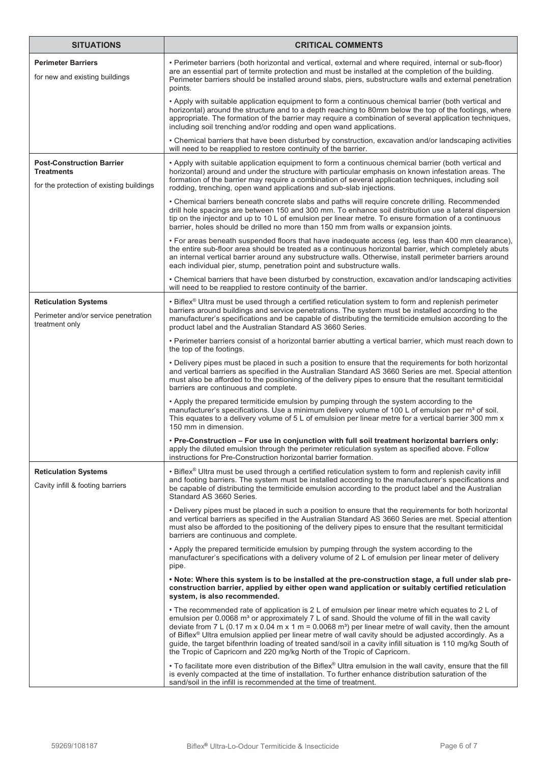| SITUATIONS | CRITICAL COMMENTS |
|---|---|
| **Perimeter Barriers**<br>for new and existing buildings | • Perimeter barriers (both horizontal and vertical, external and where required, internal or sub-floor) are an essential part of termite protection and must be installed at the completion of the building. Perimeter barriers should be installed around slabs, piers, substructure walls and external penetration points.<br><br>• Apply with suitable application equipment to form a continuous chemical barrier (both vertical and horizontal) around the structure and to a depth reaching to 80mm below the top of the footings, where appropriate. The formation of the barrier may require a combination of several application techniques, including soil trenching and/or rodding and open wand applications.<br><br>• Chemical barriers that have been disturbed by construction, excavation and/or landscaping activities will need to be reapplied to restore continuity of the barrier. |
| **Post-Construction Barrier Treatments**<br>for the protection of existing buildings | • Apply with suitable application equipment to form a continuous chemical barrier (both vertical and horizontal) around and under the structure with particular emphasis on known infestation areas. The formation of the barrier may require a combination of several application techniques, including soil rodding, trenching, open wand applications and sub-slab injections.<br><br>• Chemical barriers beneath concrete slabs and paths will require concrete drilling. Recommended drill hole spacings are between 150 and 300 mm. To enhance soil distribution use a lateral dispersion tip on the injector and up to 10 L of emulsion per linear metre. To ensure formation of a continuous barrier, holes should be drilled no more than 150 mm from walls or expansion joints.<br><br>• For areas beneath suspended floors that have inadequate access (eg. less than 400 mm clearance), the entire sub-floor area should be treated as a continuous horizontal barrier, which completely abuts an internal vertical barrier around any substructure walls. Otherwise, install perimeter barriers around each individual pier, stump, penetration point and substructure walls.<br><br>• Chemical barriers that have been disturbed by construction, excavation and/or landscaping activities will need to be reapplied to restore continuity of the barrier. |
| **Reticulation Systems**<br>Perimeter and/or service penetration treatment only | • Biflex® Ultra must be used through a certified reticulation system to form and replenish perimeter barriers around buildings and service penetrations. The system must be installed according to the manufacturer's specifications and be capable of distributing the termiticide emulsion according to the product label and the Australian Standard AS 3660 Series.<br><br>• Perimeter barriers consist of a horizontal barrier abutting a vertical barrier, which must reach down to the top of the footings.<br><br>• Delivery pipes must be placed in such a position to ensure that the requirements for both horizontal and vertical barriers as specified in the Australian Standard AS 3660 Series are met. Special attention must also be afforded to the positioning of the delivery pipes to ensure that the resultant termiticidal barriers are continuous and complete.<br><br>• Apply the prepared termiticide emulsion by pumping through the system according to the manufacturer's specifications. Use a minimum delivery volume of 100 L of emulsion per m³ of soil. This equates to a delivery volume of 5 L of emulsion per linear metre for a vertical barrier 300 mm x 150 mm in dimension.<br><br>• **Pre-Construction – For use in conjunction with full soil treatment horizontal barriers only:** apply the diluted emulsion through the perimeter reticulation system as specified above. Follow instructions for Pre-Construction horizontal barrier formation. |
| **Reticulation Systems**<br>Cavity infill & footing barriers | • Biflex® Ultra must be used through a certified reticulation system to form and replenish cavity infill and footing barriers. The system must be installed according to the manufacturer's specifications and be capable of distributing the termiticide emulsion according to the product label and the Australian Standard AS 3660 Series.<br><br>• Delivery pipes must be placed in such a position to ensure that the requirements for both horizontal and vertical barriers as specified in the Australian Standard AS 3660 Series are met. Special attention must also be afforded to the positioning of the delivery pipes to ensure that the resultant termiticidal barriers are continuous and complete.<br><br>• Apply the prepared termiticide emulsion by pumping through the system according to the manufacturer's specifications with a delivery volume of 2 L of emulsion per linear meter of delivery pipe.<br><br>**• Note: Where this system is to be installed at the pre-construction stage, a full under slab pre-construction barrier, applied by either open wand application or suitably certified reticulation system, is also recommended.**<br><br>• The recommended rate of application is 2 L of emulsion per linear metre which equates to 2 L of emulsion per 0.0068 m³ or approximately 7 L of sand. Should the volume of fill in the wall cavity deviate from 7 L (0.17 m x 0.04 m x 1 m = 0.0068 m³) per linear metre of wall cavity, then the amount of Biflex® Ultra emulsion applied per linear metre of wall cavity should be adjusted accordingly. As a guide, the target bifenthrin loading of treated sand/soil in a cavity infill situation is 110 mg/kg South of the Tropic of Capricorn and 220 mg/kg North of the Tropic of Capricorn.<br><br>• To facilitate more even distribution of the Biflex® Ultra emulsion in the wall cavity, ensure that the fill is evenly compacted at the time of installation. To further enhance distribution saturation of the sand/soil in the infill is recommended at the time of treatment. |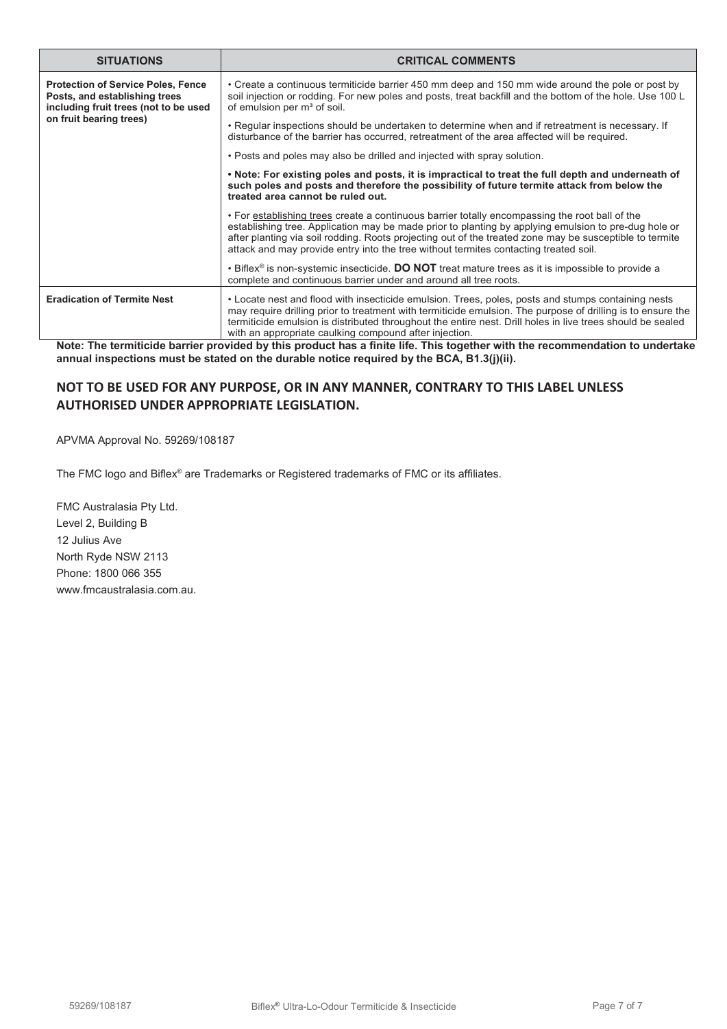| SITUATIONS | CRITICAL COMMENTS |
|---|---|
| **Protection of Service Poles, Fence Posts, and establishing trees including fruit trees (not to be used on fruit bearing trees)** | • Create a continuous termiticide barrier 450 mm deep and 150 mm wide around the pole or post by soil injection or rodding. For new poles and posts, treat backfill and the bottom of the hole. Use 100 L of emulsion per $m^3$ of soil. |
| | • Regular inspections should be undertaken to determine when and if retreatment is necessary. If disturbance of the barrier has occurred, retreatment of the area affected will be required. |
| | • Posts and poles may also be drilled and injected with spray solution. |
| | **• Note: For existing poles and posts, it is impractical to treat the full depth and underneath of such poles and posts and therefore the possibility of future termite attack from below the treated area cannot be ruled out.** |
| | • For establishing trees create a continuous barrier totally encompassing the root ball of the establishing tree. Application may be made prior to planting by applying emulsion to pre-dug hole or after planting via soil rodding. Roots projecting out of the treated zone may be susceptible to termite attack and may provide entry into the tree without termites contacting treated soil. |
| | • Biflex® is non-systemic insecticide. **DO NOT** treat mature trees as it is impossible to provide a complete and continuous barrier under and around all tree roots. |
| **Eradication of Termite Nest** | • Locate nest and flood with insecticide emulsion. Trees, poles, posts and stumps containing nests may require drilling prior to treatment with termiticide emulsion. The purpose of drilling is to ensure the termiticide emulsion is distributed throughout the entire nest. Drill holes in live trees should be sealed with an appropriate caulking compound after injection. |

**Note: The termiticide barrier provided by this product has a finite life. This together with the recommendation to undertake annual inspections must be stated on the durable notice required by the BCA, B1.3(j)(ii).**

## NOT TO BE USED FOR ANY PURPOSE, OR IN ANY MANNER, CONTRARY TO THIS LABEL UNLESS AUTHORISED UNDER APPROPRIATE LEGISLATION.

APVMA Approval No. 59269/108187

The FMC logo and Biflex® are Trademarks or Registered trademarks of FMC or its affiliates.

FMC Australasia Pty Ltd.
Level 2, Building B
12 Julius Ave
North Ryde NSW 2113
Phone: 1800 066 355
www.fmcaustralasia.com.au.